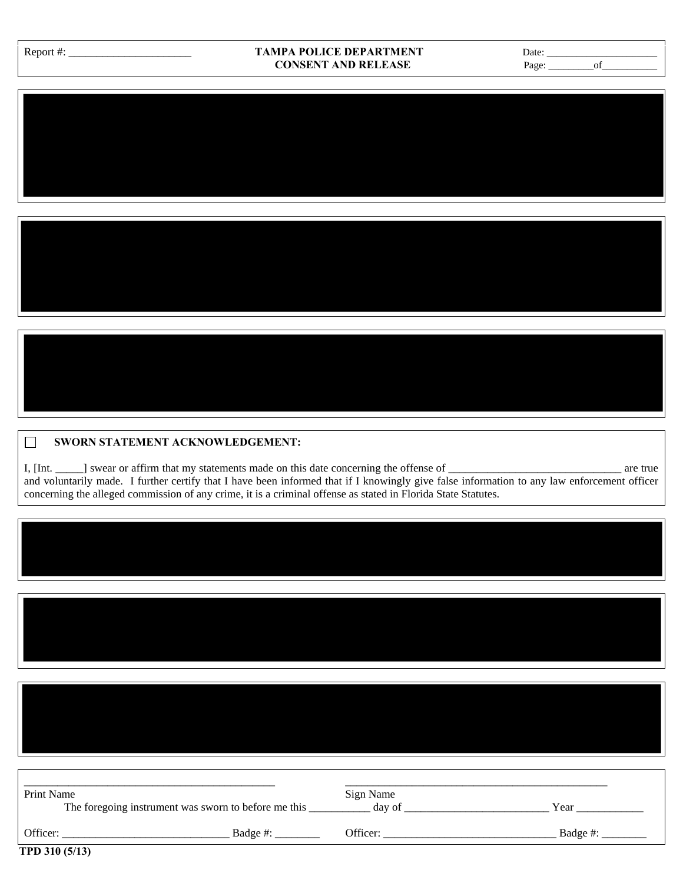Report #: ______________________

**TAMPA POLICE DEPARTMENT**
**CONSENT AND RELEASE**

Date: ______________________
Page: _________of___________

☐ **SWORN STATEMENT ACKNOWLEDGEMENT:**

I, [Int. _____] swear or affirm that my statements made on this date concerning the offense of ________________________________ are true and voluntarily made. I further certify that I have been informed that if I knowingly give false information to any law enforcement officer concerning the alleged commission of any crime, it is a criminal offense as stated in Florida State Statutes.

_____________________________________________ Print Name

_________________________________________________ Sign Name

The foregoing instrument was sworn to before me this ___________ day of __________________________ Year ____________

Officer: ______________________________ Badge #: ________

Officer: ________________________________ Badge #: ________

TPD 310 (5/13)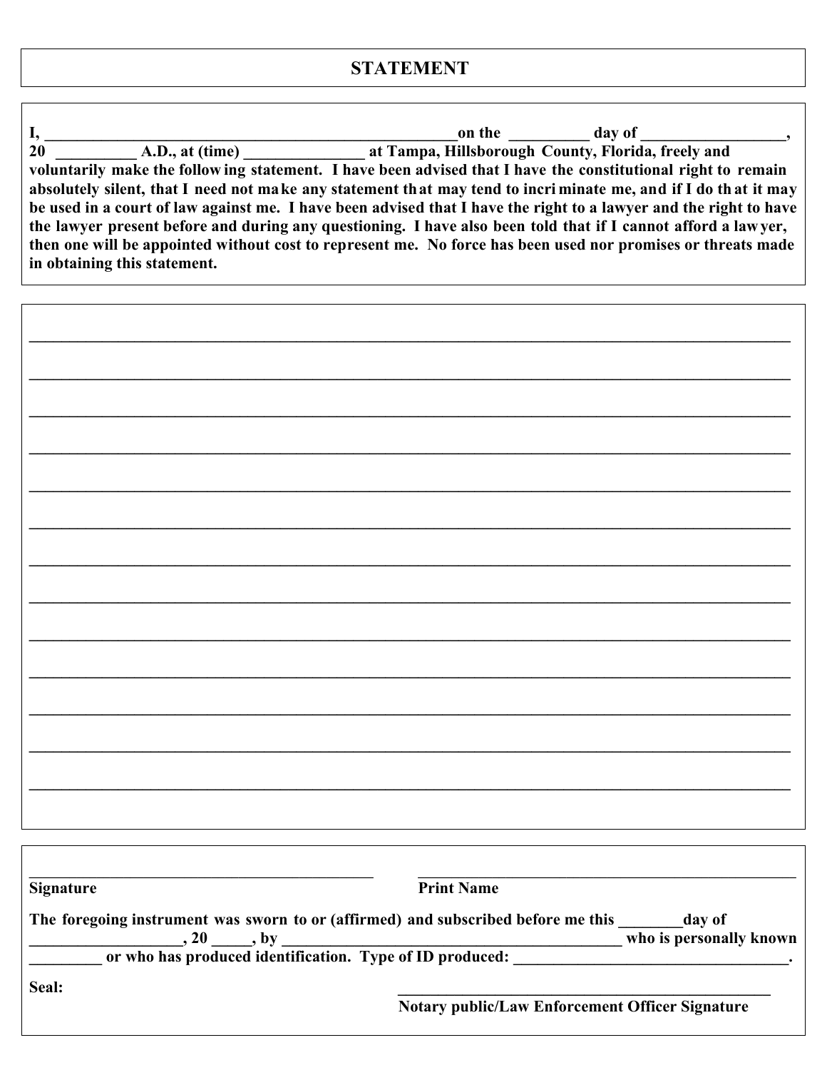## STATEMENT

**I, ______________________________________________________on the __________ day of __________________, 20 __________ A.D., at (time) _______________ at Tampa, Hillsborough County, Florida, freely and voluntarily make the following statement. I have been advised that I have the constitutional right to remain absolutely silent, that I need not make any statement that may tend to incriminate me, and if I do that it may be used in a court of law against me. I have been advised that I have the right to a lawyer and the right to have the lawyer present before and during any questioning. I have also been told that if I cannot afford a lawyer, then one will be appointed without cost to represent me. No force has been used nor promises or threats made in obtaining this statement.**

______________________________________________________________________________________________

______________________________________________________________________________________________

______________________________________________________________________________________________

______________________________________________________________________________________________

______________________________________________________________________________________________

______________________________________________________________________________________________

______________________________________________________________________________________________

______________________________________________________________________________________________

______________________________________________________________________________________________

______________________________________________________________________________________________

______________________________________________________________________________________________

______________________________________________________________________________________________

______________________________________________________________________________________________

____________________________________________ ________________________________________________

**Signature** **Print Name**

**The foregoing instrument was sworn to or (affirmed) and subscribed before me this ________day of ___________________, 20 _____, by __________________________________________ who is personally known _________ or who has produced identification. Type of ID produced: __________________________________.**

**Seal:**

______________________________________________

**Notary public/Law Enforcement Officer Signature**